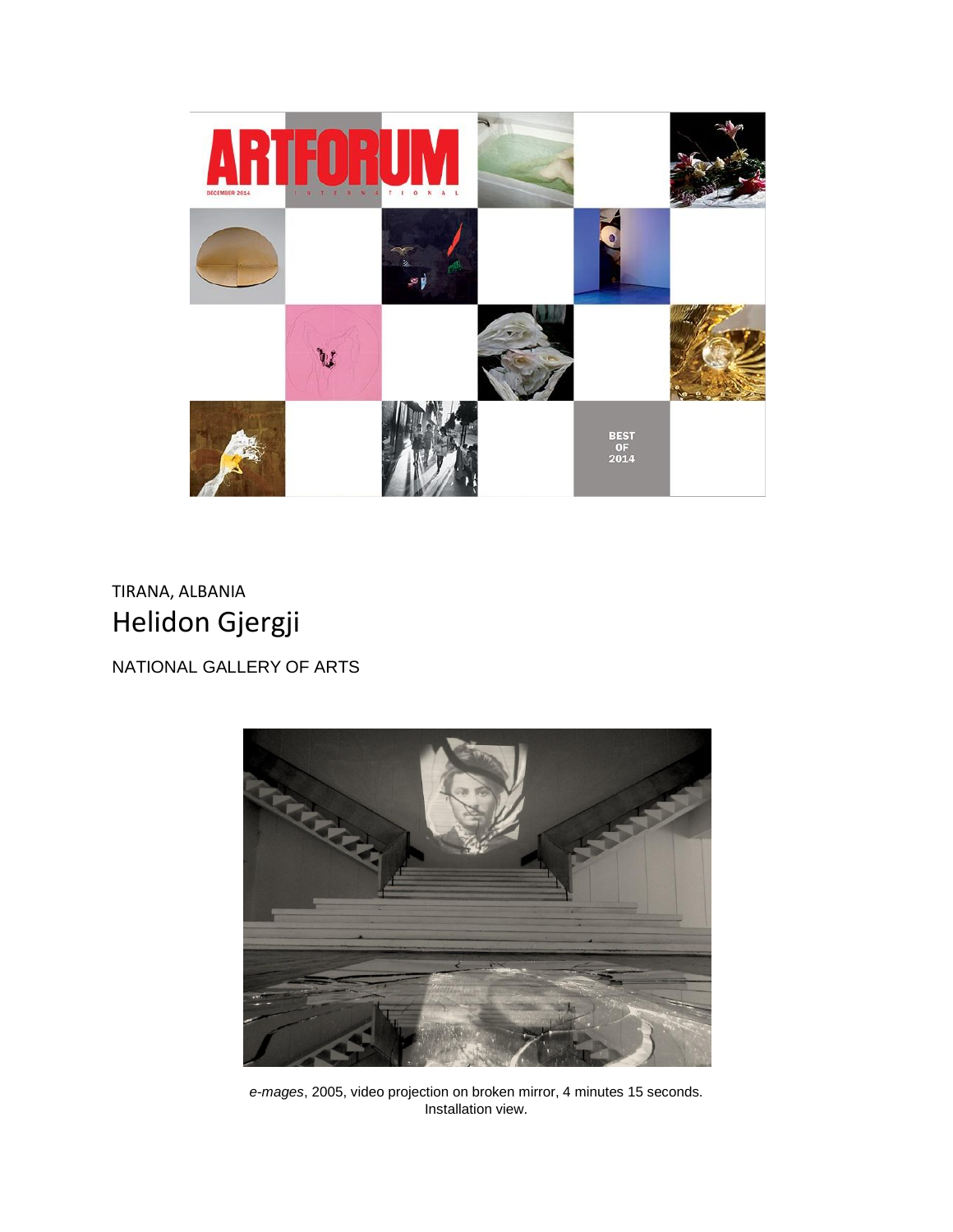TIRANA, ALBANIA

# Helidon Gjergji

NATIONAL GALLERY OF ARTS

*e-mages*, 2005, video projection on broken mirror, 4 minutes 15 seconds. Installation view.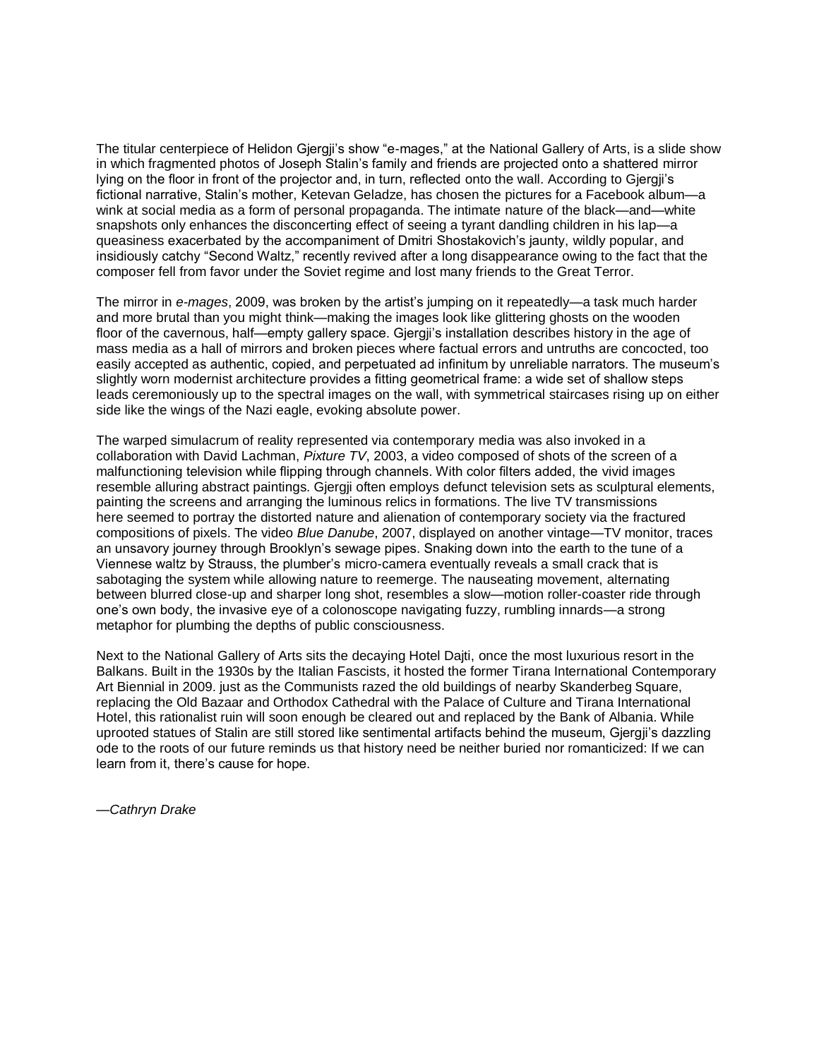The titular centerpiece of Helidon Gjergji's show "e-mages," at the National Gallery of Arts, is a slide show in which fragmented photos of Joseph Stalin's family and friends are projected onto a shattered mirror lying on the floor in front of the projector and, in turn, reflected onto the wall. According to Gjergji's fictional narrative, Stalin's mother, Ketevan Geladze, has chosen the pictures for a Facebook album—a wink at social media as a form of personal propaganda. The intimate nature of the black—and—white snapshots only enhances the disconcerting effect of seeing a tyrant dandling children in his lap—a queasiness exacerbated by the accompaniment of Dmitri Shostakovich's jaunty, wildly popular, and insidiously catchy "Second Waltz," recently revived after a long disappearance owing to the fact that the composer fell from favor under the Soviet regime and lost many friends to the Great Terror.

The mirror in *e-mages*, 2009, was broken by the artist's jumping on it repeatedly—a task much harder and more brutal than you might think—making the images look like glittering ghosts on the wooden floor of the cavernous, half—empty gallery space. Gjergji's installation describes history in the age of mass media as a hall of mirrors and broken pieces where factual errors and untruths are concocted, too easily accepted as authentic, copied, and perpetuated ad infinitum by unreliable narrators. The museum's slightly worn modernist architecture provides a fitting geometrical frame: a wide set of shallow steps leads ceremoniously up to the spectral images on the wall, with symmetrical staircases rising up on either side like the wings of the Nazi eagle, evoking absolute power.

The warped simulacrum of reality represented via contemporary media was also invoked in a collaboration with David Lachman, *Pixture TV*, 2003, a video composed of shots of the screen of a malfunctioning television while flipping through channels. With color filters added, the vivid images resemble alluring abstract paintings. Gjergji often employs defunct television sets as sculptural elements, painting the screens and arranging the luminous relics in formations. The live TV transmissions here seemed to portray the distorted nature and alienation of contemporary society via the fractured compositions of pixels. The video *Blue Danube*, 2007, displayed on another vintage—TV monitor, traces an unsavory journey through Brooklyn's sewage pipes. Snaking down into the earth to the tune of a Viennese waltz by Strauss, the plumber's micro-camera eventually reveals a small crack that is sabotaging the system while allowing nature to reemerge. The nauseating movement, alternating between blurred close-up and sharper long shot, resembles a slow—motion roller-coaster ride through one's own body, the invasive eye of a colonoscope navigating fuzzy, rumbling innards—a strong metaphor for plumbing the depths of public consciousness.

Next to the National Gallery of Arts sits the decaying Hotel Dajti, once the most luxurious resort in the Balkans. Built in the 1930s by the Italian Fascists, it hosted the former Tirana International Contemporary Art Biennial in 2009. just as the Communists razed the old buildings of nearby Skanderbeg Square, replacing the Old Bazaar and Orthodox Cathedral with the Palace of Culture and Tirana International Hotel, this rationalist ruin will soon enough be cleared out and replaced by the Bank of Albania. While uprooted statues of Stalin are still stored like sentimental artifacts behind the museum, Gjergji's dazzling ode to the roots of our future reminds us that history need be neither buried nor romanticized: If we can learn from it, there's cause for hope.

—*Cathryn Drake*